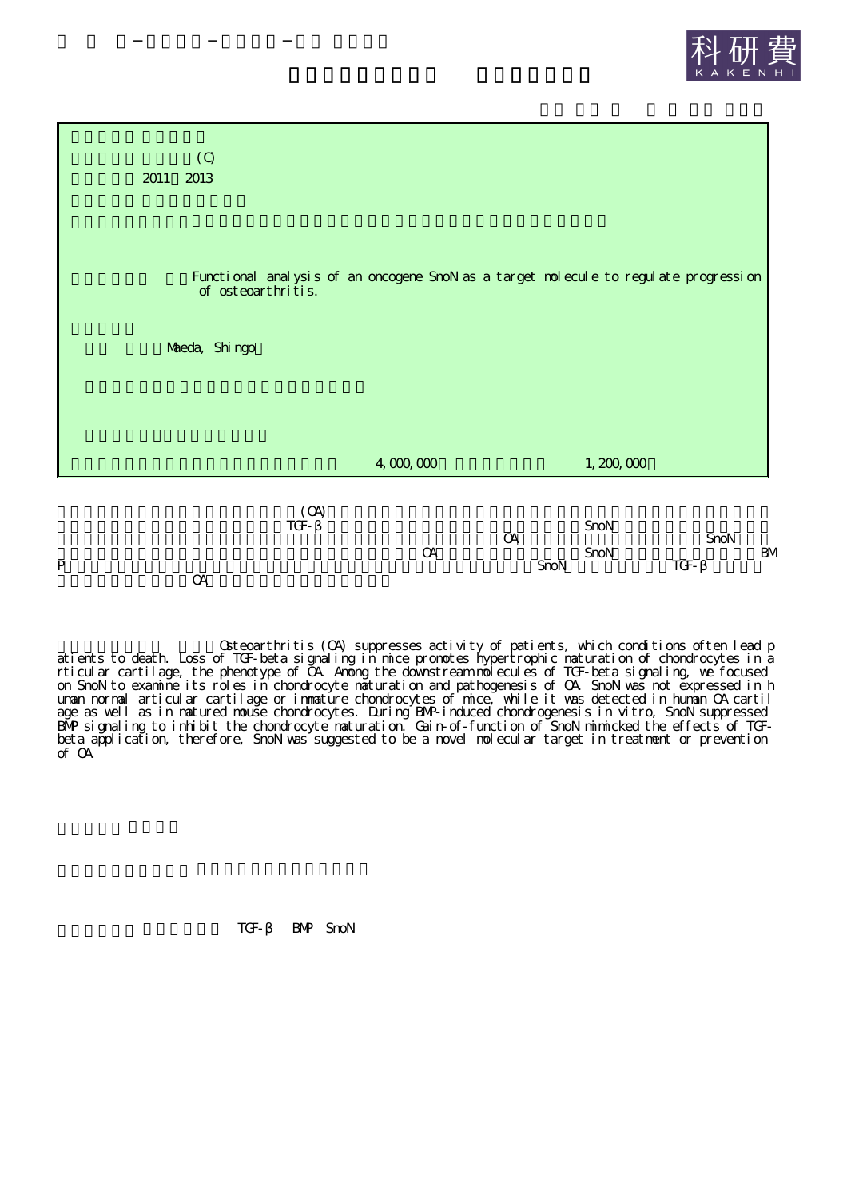(C)

2011 2013

Functional analysis of an oncogene SnoN as a target molecule to regulate progression of osteoarthritis.

Maeda, Shingo

4,000,000 1,200,000

(OA)

TGF-β SnoN

OA SnoN

OA SnoN BMP

SnoN TGF-β

OA

Osteoarthritis (OA) suppresses activity of patients, which conditions often lead patients to death. Loss of TGF-beta signaling in mice promotes hypertrophic maturation of chondrocytes in articular cartilage, the phenotype of OA. Among the downstream molecules of TGF-beta signaling, we focused on SnoN to examine its roles in chondrocyte maturation and pathogenesis of OA. SnoN was not expressed in human normal articular cartilage or immature chondrocytes of mice, while it was detected in human OA cartilage as well as in matured mouse chondrocytes. During BMP-induced chondrogenesis in vitro, SnoN suppressed BMP signaling to inhibit the chondrocyte maturation. Gain-of-function of SnoN mimicked the effects of TGF-beta application, therefore, SnoN was suggested to be a novel molecular target in treatment or prevention of OA.

TGF-β BMP SnoN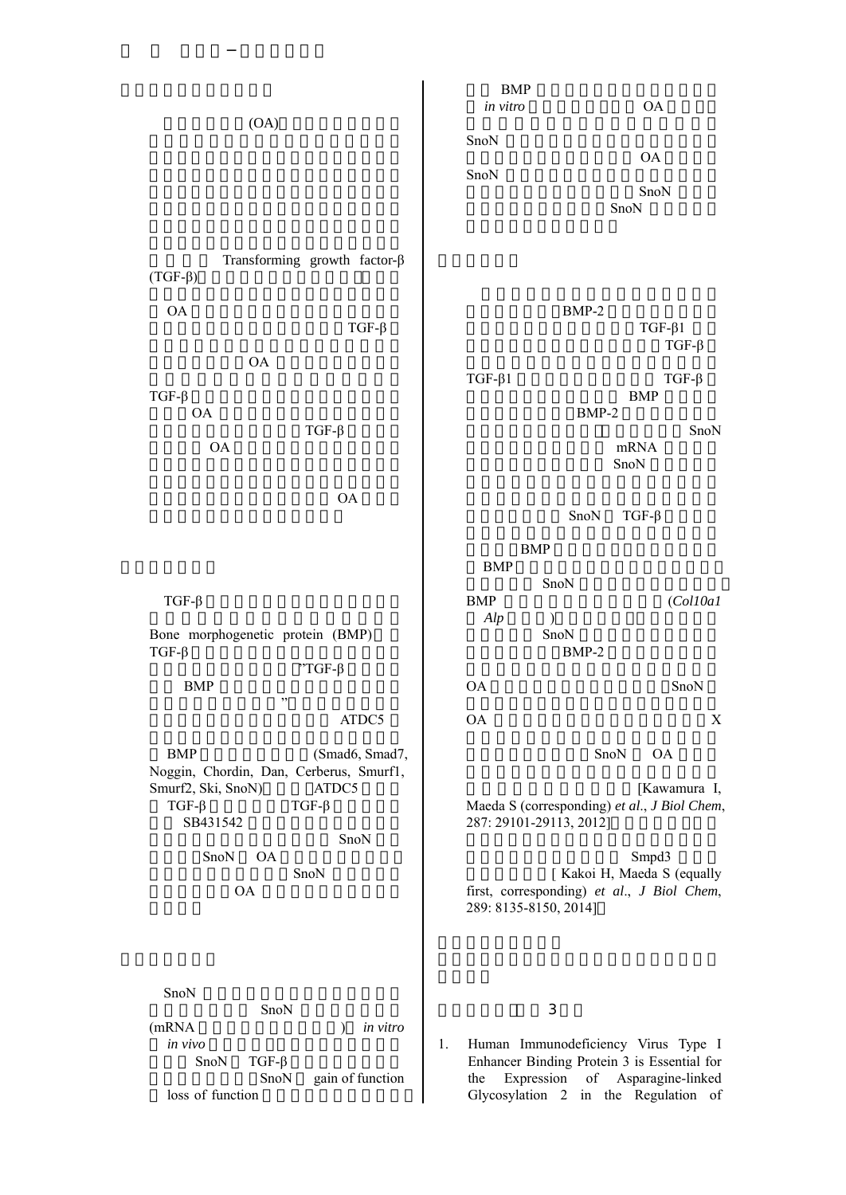(OA)

Transforming growth factor-β (TGF-β)

OA

TGF-β

OA

TGF-β

OA

TGF-β

OA

OA

TGF-β

Bone morphogenetic protein (BMP)

TGF-β

"TGF-β

BMP

"

ATDC5

BMP (Smad6, Smad7, Noggin, Chordin, Dan, Cerberus, Smurf1, Smurf2, Ski, SnoN) ATDC5

TGF-β TGF-β

SB431542

SnoN

SnoN OA

SnoN

OA

SnoN

SnoN

(mRNA ) *in vitro*

*in vivo*

SnoN TGF-β

SnoN gain of function

loss of function

BMP

*in vitro* OA

SnoN

OA

SnoN

SnoN

SnoN

BMP-2

TGF-β1

TGF-β

TGF-β1 TGF-β

BMP

BMP-2

SnoN

mRNA

SnoN

SnoN TGF-β

BMP

BMP

SnoN

BMP (*Col10a1*

*Alp* )

SnoN

BMP-2

OA SnoN

OA X

SnoN OA

[Kawamura I, Maeda S (corresponding) *et al*., *J Biol Chem*, 287: 29101-29113, 2012]

Smpd3

[ Kakoi H, Maeda S (equally first, corresponding) *et al*., *J Biol Chem*, 289: 8135-8150, 2014]

3

1. Human Immunodeficiency Virus Type I Enhancer Binding Protein 3 is Essential for the Expression of Asparagine-linked Glycosylation 2 in the Regulation of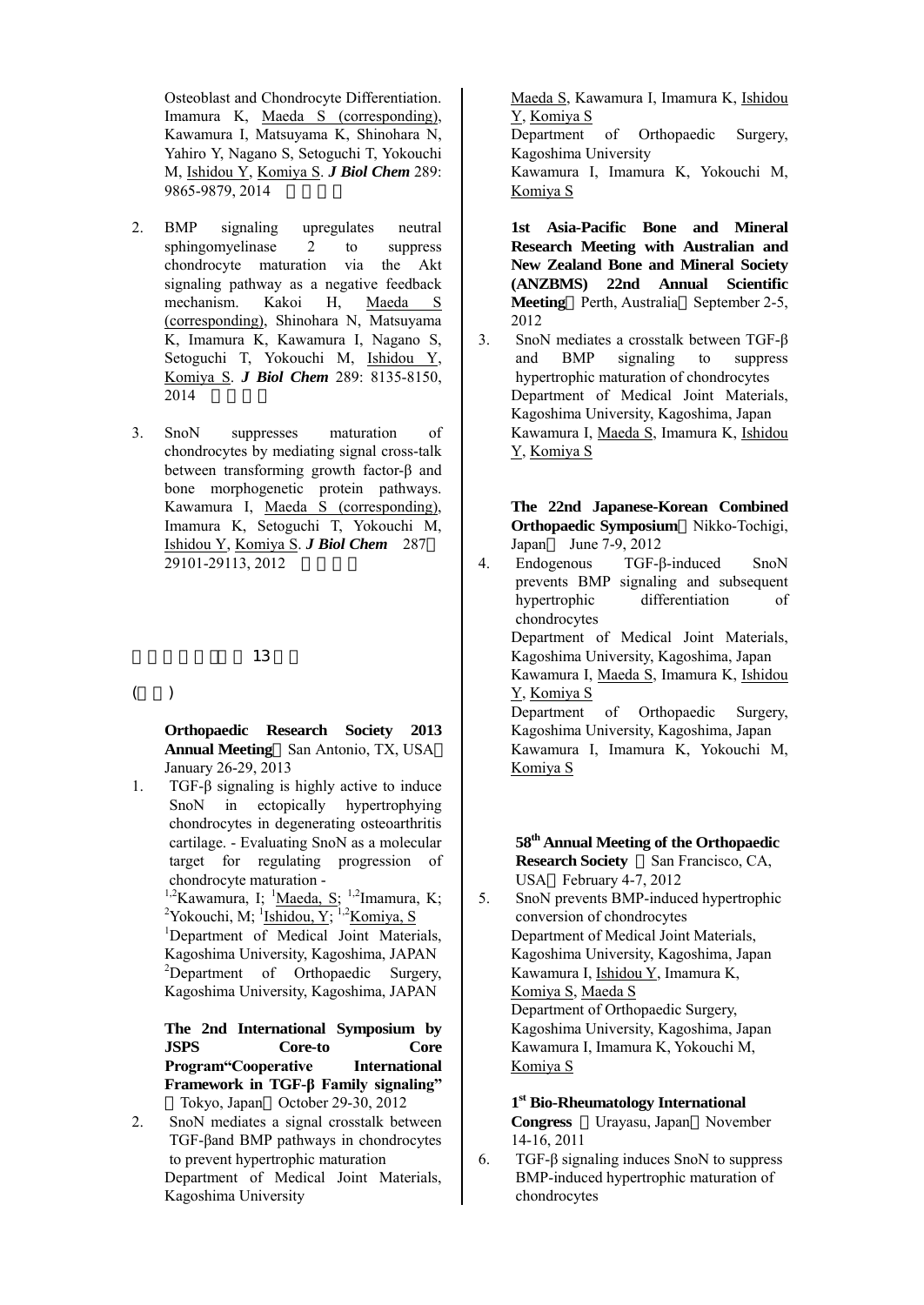Osteoblast and Chondrocyte Differentiation. Imamura K, Maeda S (corresponding), Kawamura I, Matsuyama K, Shinohara N, Yahiro Y, Nagano S, Setoguchi T, Yokouchi M, Ishidou Y, Komiya S. ***J Biol Chem*** 289: 9865-9879, 2014

2. BMP signaling upregulates neutral sphingomyelinase 2 to suppress chondrocyte maturation via the Akt signaling pathway as a negative feedback mechanism. Kakoi H, Maeda S (corresponding), Shinohara N, Matsuyama K, Imamura K, Kawamura I, Nagano S, Setoguchi T, Yokouchi M, Ishidou Y, Komiya S. ***J Biol Chem*** 289: 8135-8150, 2014

3. SnoN suppresses maturation of chondrocytes by mediating signal cross-talk between transforming growth factor-β and bone morphogenetic protein pathways. Kawamura I, Maeda S (corresponding), Imamura K, Setoguchi T, Yokouchi M, Ishidou Y, Komiya S. ***J Biol Chem*** 287 29101-29113, 2012

13

( )

**Orthopaedic Research Society 2013 Annual Meeting** San Antonio, TX, USA January 26-29, 2013

1. TGF-β signaling is highly active to induce SnoN in ectopically hypertrophying chondrocytes in degenerating osteoarthritis cartilage. - Evaluating SnoN as a molecular target for regulating progression of chondrocyte maturation -
[1,2]Kawamura, I; [1]Maeda, S; [1,2]Imamura, K; [2]Yokouchi, M; [1]Ishidou, Y; [1,2]Komiya, S
[1]Department of Medical Joint Materials, Kagoshima University, Kagoshima, JAPAN
[2]Department of Orthopaedic Surgery, Kagoshima University, Kagoshima, JAPAN

**The 2nd International Symposium by JSPS Core-to Core Program"Cooperative International Framework in TGF-β Family signaling"** Tokyo, Japan October 29-30, 2012

2. SnoN mediates a signal crosstalk between TGF-βand BMP pathways in chondrocytes to prevent hypertrophic maturation
Department of Medical Joint Materials, Kagoshima University
Maeda S, Kawamura I, Imamura K, Ishidou Y, Komiya S
Department of Orthopaedic Surgery, Kagoshima University
Kawamura I, Imamura K, Yokouchi M, Komiya S

**1st Asia-Pacific Bone and Mineral Research Meeting with Australian and New Zealand Bone and Mineral Society (ANZBMS) 22nd Annual Scientific Meeting** Perth, Australia September 2-5, 2012

3. SnoN mediates a crosstalk between TGF-β and BMP signaling to suppress hypertrophic maturation of chondrocytes
Department of Medical Joint Materials, Kagoshima University, Kagoshima, Japan
Kawamura I, Maeda S, Imamura K, Ishidou Y, Komiya S

**The 22nd Japanese-Korean Combined Orthopaedic Symposium** Nikko-Tochigi, Japan June 7-9, 2012

4. Endogenous TGF-β-induced SnoN prevents BMP signaling and subsequent hypertrophic differentiation of chondrocytes
Department of Medical Joint Materials, Kagoshima University, Kagoshima, Japan
Kawamura I, Maeda S, Imamura K, Ishidou Y, Komiya S
Department of Orthopaedic Surgery, Kagoshima University, Kagoshima, Japan
Kawamura I, Imamura K, Yokouchi M, Komiya S

**58th Annual Meeting of the Orthopaedic Research Society** San Francisco, CA, USA February 4-7, 2012

5. SnoN prevents BMP-induced hypertrophic conversion of chondrocytes
Department of Medical Joint Materials, Kagoshima University, Kagoshima, Japan
Kawamura I, Ishidou Y, Imamura K, Komiya S, Maeda S
Department of Orthopaedic Surgery, Kagoshima University, Kagoshima, Japan
Kawamura I, Imamura K, Yokouchi M, Komiya S

**1st Bio-Rheumatology International Congress** Urayasu, Japan November 14-16, 2011

6. TGF-β signaling induces SnoN to suppress BMP-induced hypertrophic maturation of chondrocytes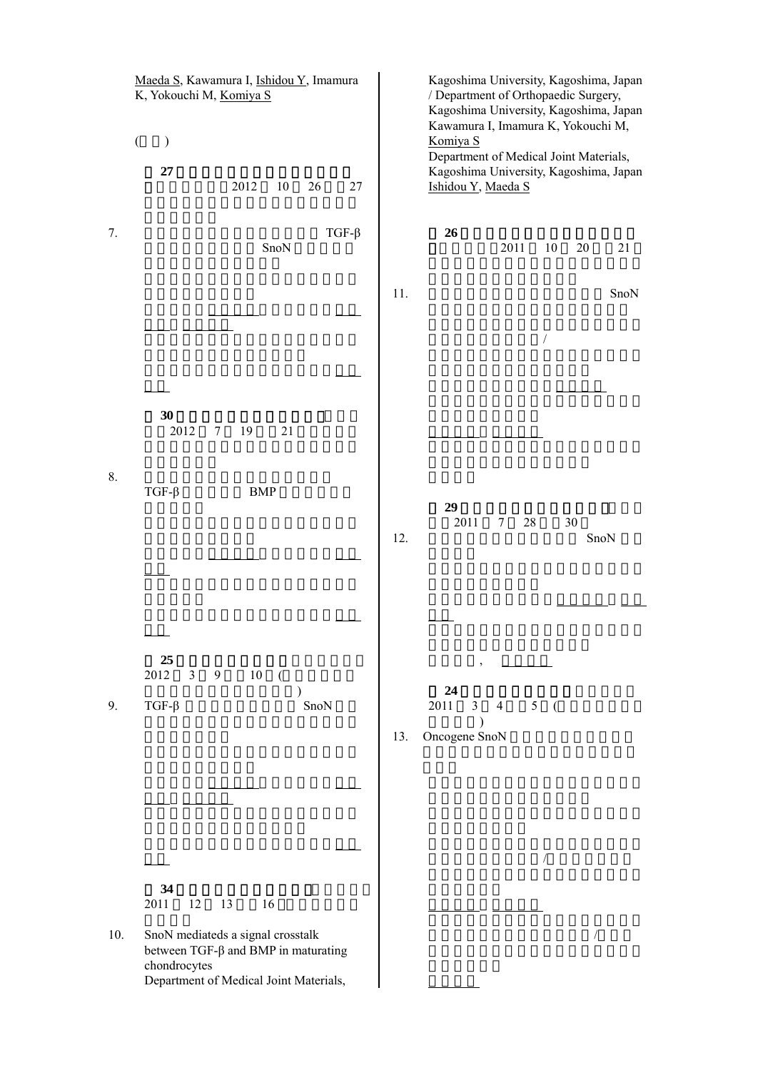Maeda S, Kawamura I, Ishidou Y, Imamura K, Yokouchi M, Komiya S

( )

**27**
2012 10 26 27

7. TGF-β
SnoN

**30**
2012 7 19 21

8.
TGF-β BMP

**25**
2012 3 9 10 (
)

9. TGF-β SnoN

**34**
2011 12 13 16

10. SnoN mediateds a signal crosstalk between TGF-β and BMP in maturating chondrocytes
Department of Medical Joint Materials, Kagoshima University, Kagoshima, Japan / Department of Orthopaedic Surgery, Kagoshima University, Kagoshima, Japan
Kawamura I, Imamura K, Yokouchi M, Komiya S
Department of Medical Joint Materials, Kagoshima University, Kagoshima, Japan
Ishidou Y, Maeda S

**26**
2011 10 20 21

11. SnoN
/

**29**
2011 7 28 30

12. SnoN

,

**24**
2011 3 4 5 (
)

13. Oncogene SnoN

/

/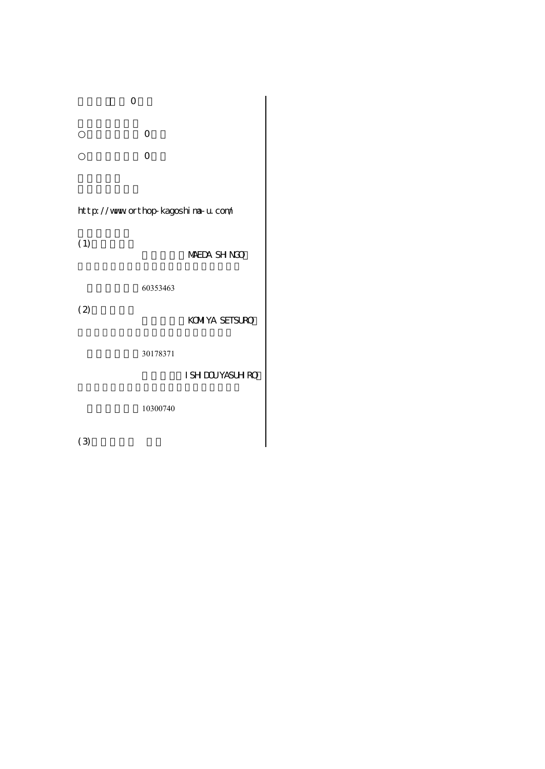0

○ 0

○ 0

http://www.orthop-kagoshima-u.com/

(1)

MAEDA SHINGO

60353463

(2)

KOMIYA SETSURO

30178371

ISHIDOU YASUHIRO

10300740

(3)